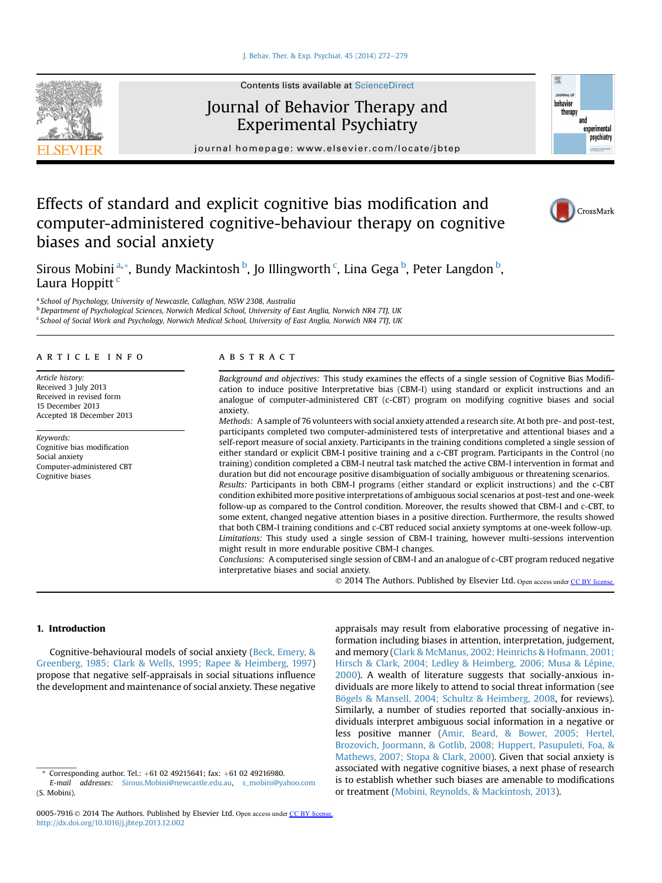# Effects of standard and explicit cognitive bias modification and computer-administered cognitive-behaviour therapy on cognitive biases and social anxiety

Sirous Mobini [a,*], Bundy Mackintosh [b], Jo Illingworth [c], Lina Gega [b], Peter Langdon [b], Laura Hoppitt [c]

[a] School of Psychology, University of Newcastle, Callaghan, NSW 2308, Australia
[b] Department of Psychological Sciences, Norwich Medical School, University of East Anglia, Norwich NR4 7TJ, UK
[c] School of Social Work and Psychology, Norwich Medical School, University of East Anglia, Norwich NR4 7TJ, UK

## ARTICLE INFO

*Article history:*
Received 3 July 2013
Received in revised form 15 December 2013
Accepted 18 December 2013

*Keywords:*
Cognitive bias modification
Social anxiety
Computer-administered CBT
Cognitive biases

## ABSTRACT

*Background and objectives:* This study examines the effects of a single session of Cognitive Bias Modification to induce positive Interpretative bias (CBM-I) using standard or explicit instructions and an analogue of computer-administered CBT (c-CBT) program on modifying cognitive biases and social anxiety.

*Methods:* A sample of 76 volunteers with social anxiety attended a research site. At both pre- and post-test, participants completed two computer-administered tests of interpretative and attentional biases and a self-report measure of social anxiety. Participants in the training conditions completed a single session of either standard or explicit CBM-I positive training and a c-CBT program. Participants in the Control (no training) condition completed a CBM-I neutral task matched the active CBM-I intervention in format and duration but did not encourage positive disambiguation of socially ambiguous or threatening scenarios.

*Results:* Participants in both CBM-I programs (either standard or explicit instructions) and the c-CBT condition exhibited more positive interpretations of ambiguous social scenarios at post-test and one-week follow-up as compared to the Control condition. Moreover, the results showed that CBM-I and c-CBT, to some extent, changed negative attention biases in a positive direction. Furthermore, the results showed that both CBM-I training conditions and c-CBT reduced social anxiety symptoms at one-week follow-up.

*Limitations:* This study used a single session of CBM-I training, however multi-sessions intervention might result in more endurable positive CBM-I changes.

*Conclusions:* A computerised single session of CBM-I and an analogue of c-CBT program reduced negative interpretative biases and social anxiety.

© 2014 The Authors. Published by Elsevier Ltd. Open access under CC BY license.

## 1. Introduction

Cognitive-behavioural models of social anxiety (Beck, Emery, & Greenberg, 1985; Clark & Wells, 1995; Rapee & Heimberg, 1997) propose that negative self-appraisals in social situations influence the development and maintenance of social anxiety. These negative appraisals may result from elaborative processing of negative information including biases in attention, interpretation, judgement, and memory (Clark & McManus, 2002; Heinrichs & Hofmann, 2001; Hirsch & Clark, 2004; Ledley & Heimberg, 2006; Musa & Lépine, 2000). A wealth of literature suggests that socially-anxious individuals are more likely to attend to social threat information (see Bögels & Mansell, 2004; Schultz & Heimberg, 2008, for reviews). Similarly, a number of studies reported that socially-anxious individuals interpret ambiguous social information in a negative or less positive manner (Amir, Beard, & Bower, 2005; Hertel, Brozovich, Joormann, & Gotlib, 2008; Huppert, Pasupuleti, Foa, & Mathews, 2007; Stopa & Clark, 2000). Given that social anxiety is associated with negative cognitive biases, a next phase of research is to establish whether such biases are amenable to modifications or treatment (Mobini, Reynolds, & Mackintosh, 2013).

\* Corresponding author. Tel.: +61 02 49215641; fax: +61 02 49216980.
E-mail addresses: Sirous.Mobini@newcastle.edu.au, s_mobini@yahoo.com (S. Mobini).

0005-7916 © 2014 The Authors. Published by Elsevier Ltd. Open access under CC BY license.
http://dx.doi.org/10.1016/j.jbtep.2013.12.002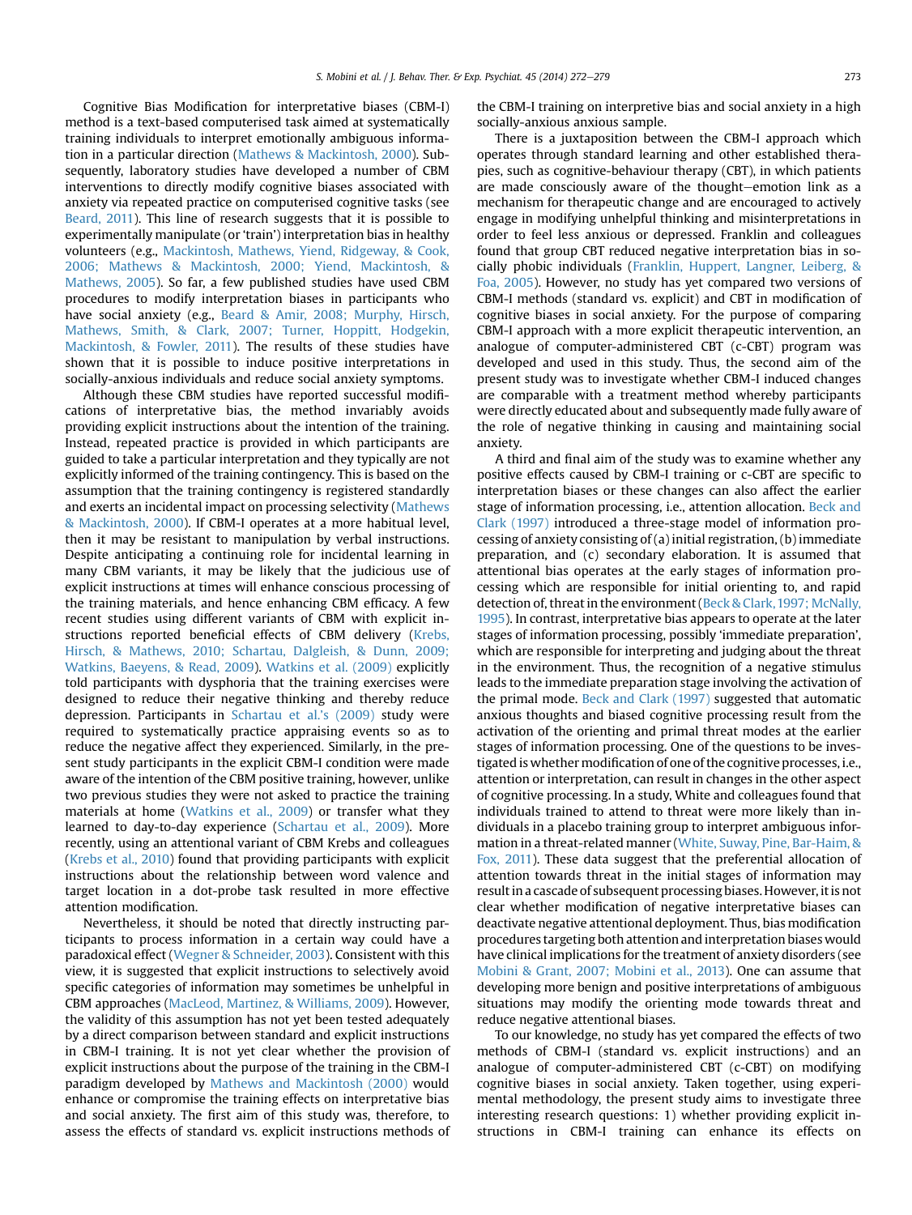Cognitive Bias Modification for interpretative biases (CBM-I) method is a text-based computerised task aimed at systematically training individuals to interpret emotionally ambiguous information in a particular direction (Mathews & Mackintosh, 2000). Subsequently, laboratory studies have developed a number of CBM interventions to directly modify cognitive biases associated with anxiety via repeated practice on computerised cognitive tasks (see Beard, 2011). This line of research suggests that it is possible to experimentally manipulate (or 'train') interpretation bias in healthy volunteers (e.g., Mackintosh, Mathews, Yiend, Ridgeway, & Cook, 2006; Mathews & Mackintosh, 2000; Yiend, Mackintosh, & Mathews, 2005). So far, a few published studies have used CBM procedures to modify interpretation biases in participants who have social anxiety (e.g., Beard & Amir, 2008; Murphy, Hirsch, Mathews, Smith, & Clark, 2007; Turner, Hoppitt, Hodgekin, Mackintosh, & Fowler, 2011). The results of these studies have shown that it is possible to induce positive interpretations in socially-anxious individuals and reduce social anxiety symptoms.

Although these CBM studies have reported successful modifications of interpretative bias, the method invariably avoids providing explicit instructions about the intention of the training. Instead, repeated practice is provided in which participants are guided to take a particular interpretation and they typically are not explicitly informed of the training contingency. This is based on the assumption that the training contingency is registered standardly and exerts an incidental impact on processing selectivity (Mathews & Mackintosh, 2000). If CBM-I operates at a more habitual level, then it may be resistant to manipulation by verbal instructions. Despite anticipating a continuing role for incidental learning in many CBM variants, it may be likely that the judicious use of explicit instructions at times will enhance conscious processing of the training materials, and hence enhancing CBM efficacy. A few recent studies using different variants of CBM with explicit instructions reported beneficial effects of CBM delivery (Krebs, Hirsch, & Mathews, 2010; Schartau, Dalgleish, & Dunn, 2009; Watkins, Baeyens, & Read, 2009). Watkins et al. (2009) explicitly told participants with dysphoria that the training exercises were designed to reduce their negative thinking and thereby reduce depression. Participants in Schartau et al.'s (2009) study were required to systematically practice appraising events so as to reduce the negative affect they experienced. Similarly, in the present study participants in the explicit CBM-I condition were made aware of the intention of the CBM positive training, however, unlike two previous studies they were not asked to practice the training materials at home (Watkins et al., 2009) or transfer what they learned to day-to-day experience (Schartau et al., 2009). More recently, using an attentional variant of CBM Krebs and colleagues (Krebs et al., 2010) found that providing participants with explicit instructions about the relationship between word valence and target location in a dot-probe task resulted in more effective attention modification.

Nevertheless, it should be noted that directly instructing participants to process information in a certain way could have a paradoxical effect (Wegner & Schneider, 2003). Consistent with this view, it is suggested that explicit instructions to selectively avoid specific categories of information may sometimes be unhelpful in CBM approaches (MacLeod, Martinez, & Williams, 2009). However, the validity of this assumption has not yet been tested adequately by a direct comparison between standard and explicit instructions in CBM-I training. It is not yet clear whether the provision of explicit instructions about the purpose of the training in the CBM-I paradigm developed by Mathews and Mackintosh (2000) would enhance or compromise the training effects on interpretative bias and social anxiety. The first aim of this study was, therefore, to assess the effects of standard vs. explicit instructions methods of the CBM-I training on interpretive bias and social anxiety in a high socially-anxious anxious sample.

There is a juxtaposition between the CBM-I approach which operates through standard learning and other established therapies, such as cognitive-behaviour therapy (CBT), in which patients are made consciously aware of the thought–emotion link as a mechanism for therapeutic change and are encouraged to actively engage in modifying unhelpful thinking and misinterpretations in order to feel less anxious or depressed. Franklin and colleagues found that group CBT reduced negative interpretation bias in socially phobic individuals (Franklin, Huppert, Langner, Leiberg, & Foa, 2005). However, no study has yet compared two versions of CBM-I methods (standard vs. explicit) and CBT in modification of cognitive biases in social anxiety. For the purpose of comparing CBM-I approach with a more explicit therapeutic intervention, an analogue of computer-administered CBT (c-CBT) program was developed and used in this study. Thus, the second aim of the present study was to investigate whether CBM-I induced changes are comparable with a treatment method whereby participants were directly educated about and subsequently made fully aware of the role of negative thinking in causing and maintaining social anxiety.

A third and final aim of the study was to examine whether any positive effects caused by CBM-I training or c-CBT are specific to interpretation biases or these changes can also affect the earlier stage of information processing, i.e., attention allocation. Beck and Clark (1997) introduced a three-stage model of information processing of anxiety consisting of (a) initial registration, (b) immediate preparation, and (c) secondary elaboration. It is assumed that attentional bias operates at the early stages of information processing which are responsible for initial orienting to, and rapid detection of, threat in the environment (Beck & Clark, 1997; McNally, 1995). In contrast, interpretative bias appears to operate at the later stages of information processing, possibly 'immediate preparation', which are responsible for interpreting and judging about the threat in the environment. Thus, the recognition of a negative stimulus leads to the immediate preparation stage involving the activation of the primal mode. Beck and Clark (1997) suggested that automatic anxious thoughts and biased cognitive processing result from the activation of the orienting and primal threat modes at the earlier stages of information processing. One of the questions to be investigated is whether modification of one of the cognitive processes, i.e., attention or interpretation, can result in changes in the other aspect of cognitive processing. In a study, White and colleagues found that individuals trained to attend to threat were more likely than individuals in a placebo training group to interpret ambiguous information in a threat-related manner (White, Suway, Pine, Bar-Haim, & Fox, 2011). These data suggest that the preferential allocation of attention towards threat in the initial stages of information may result in a cascade of subsequent processing biases. However, it is not clear whether modification of negative interpretative biases can deactivate negative attentional deployment. Thus, bias modification procedures targeting both attention and interpretation biases would have clinical implications for the treatment of anxiety disorders (see Mobini & Grant, 2007; Mobini et al., 2013). One can assume that developing more benign and positive interpretations of ambiguous situations may modify the orienting mode towards threat and reduce negative attentional biases.

To our knowledge, no study has yet compared the effects of two methods of CBM-I (standard vs. explicit instructions) and an analogue of computer-administered CBT (c-CBT) on modifying cognitive biases in social anxiety. Taken together, using experimental methodology, the present study aims to investigate three interesting research questions: 1) whether providing explicit instructions in CBM-I training can enhance its effects on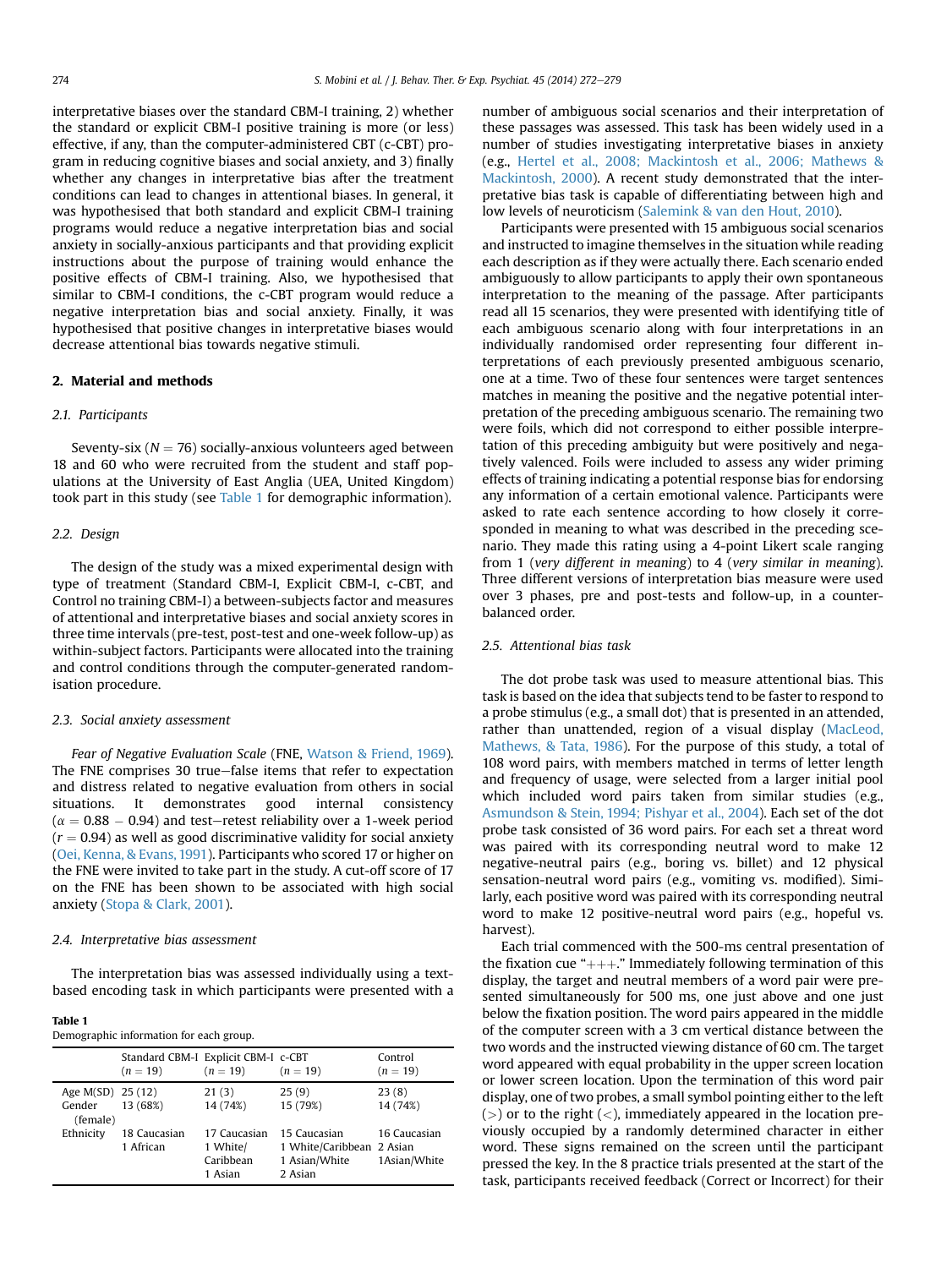interpretative biases over the standard CBM-I training, 2) whether the standard or explicit CBM-I positive training is more (or less) effective, if any, than the computer-administered CBT (c-CBT) program in reducing cognitive biases and social anxiety, and 3) finally whether any changes in interpretative bias after the treatment conditions can lead to changes in attentional biases. In general, it was hypothesised that both standard and explicit CBM-I training programs would reduce a negative interpretation bias and social anxiety in socially-anxious participants and that providing explicit instructions about the purpose of training would enhance the positive effects of CBM-I training. Also, we hypothesised that similar to CBM-I conditions, the c-CBT program would reduce a negative interpretation bias and social anxiety. Finally, it was hypothesised that positive changes in interpretative biases would decrease attentional bias towards negative stimuli.

## 2. Material and methods

### 2.1. Participants

Seventy-six ($N = 76$) socially-anxious volunteers aged between 18 and 60 who were recruited from the student and staff populations at the University of East Anglia (UEA, United Kingdom) took part in this study (see Table 1 for demographic information).

### 2.2. Design

The design of the study was a mixed experimental design with type of treatment (Standard CBM-I, Explicit CBM-I, c-CBT, and Control no training CBM-I) a between-subjects factor and measures of attentional and interpretative biases and social anxiety scores in three time intervals (pre-test, post-test and one-week follow-up) as within-subject factors. Participants were allocated into the training and control conditions through the computer-generated randomisation procedure.

### 2.3. Social anxiety assessment

*Fear of Negative Evaluation Scale* (FNE, Watson & Friend, 1969). The FNE comprises 30 true–false items that refer to expectation and distress related to negative evaluation from others in social situations. It demonstrates good internal consistency ($\alpha = 0.88 - 0.94$) and test–retest reliability over a 1-week period ($r = 0.94$) as well as good discriminative validity for social anxiety (Oei, Kenna, & Evans, 1991). Participants who scored 17 or higher on the FNE were invited to take part in the study. A cut-off score of 17 on the FNE has been shown to be associated with high social anxiety (Stopa & Clark, 2001).

### 2.4. Interpretative bias assessment

The interpretation bias was assessed individually using a text-based encoding task in which participants were presented with a number of ambiguous social scenarios and their interpretation of these passages was assessed. This task has been widely used in a number of studies investigating interpretative biases in anxiety (e.g., Hertel et al., 2008; Mackintosh et al., 2006; Mathews & Mackintosh, 2000). A recent study demonstrated that the interpretative bias task is capable of differentiating between high and low levels of neuroticism (Salemink & van den Hout, 2010).

Participants were presented with 15 ambiguous social scenarios and instructed to imagine themselves in the situation while reading each description as if they were actually there. Each scenario ended ambiguously to allow participants to apply their own spontaneous interpretation to the meaning of the passage. After participants read all 15 scenarios, they were presented with identifying title of each ambiguous scenario along with four interpretations in an individually randomised order representing four different interpretations of each previously presented ambiguous scenario, one at a time. Two of these four sentences were target sentences matches in meaning the positive and the negative potential interpretation of the preceding ambiguous scenario. The remaining two were foils, which did not correspond to either possible interpretation of this preceding ambiguity but were positively and negatively valenced. Foils were included to assess any wider priming effects of training indicating a potential response bias for endorsing any information of a certain emotional valence. Participants were asked to rate each sentence according to how closely it corresponded in meaning to what was described in the preceding scenario. They made this rating using a 4-point Likert scale ranging from 1 (*very different in meaning*) to 4 (*very similar in meaning*). Three different versions of interpretation bias measure were used over 3 phases, pre and post-tests and follow-up, in a counter-balanced order.

### 2.5. Attentional bias task

The dot probe task was used to measure attentional bias. This task is based on the idea that subjects tend to be faster to respond to a probe stimulus (e.g., a small dot) that is presented in an attended, rather than unattended, region of a visual display (MacLeod, Mathews, & Tata, 1986). For the purpose of this study, a total of 108 word pairs, with members matched in terms of letter length and frequency of usage, were selected from a larger initial pool which included word pairs taken from similar studies (e.g., Asmundson & Stein, 1994; Pishyar et al., 2004). Each set of the dot probe task consisted of 36 word pairs. For each set a threat word was paired with its corresponding neutral word to make 12 negative-neutral pairs (e.g., boring vs. billet) and 12 physical sensation-neutral word pairs (e.g., vomiting vs. modified). Similarly, each positive word was paired with its corresponding neutral word to make 12 positive-neutral word pairs (e.g., hopeful vs. harvest).

Each trial commenced with the 500-ms central presentation of the fixation cue "+++." Immediately following termination of this display, the target and neutral members of a word pair were presented simultaneously for 500 ms, one just above and one just below the fixation position. The word pairs appeared in the middle of the computer screen with a 3 cm vertical distance between the two words and the instructed viewing distance of 60 cm. The target word appeared with equal probability in the upper screen location or lower screen location. Upon the termination of this word pair display, one of two probes, a small symbol pointing either to the left (>) or to the right (<), immediately appeared in the location previously occupied by a randomly determined character in either word. These signs remained on the screen until the participant pressed the key. In the 8 practice trials presented at the start of the task, participants received feedback (Correct or Incorrect) for their

**Table 1**
Demographic information for each group.

| | Standard CBM-I ($n = 19$) | Explicit CBM-I ($n = 19$) | c-CBT ($n = 19$) | Control ($n = 19$) |
|---|---|---|---|---|
| Age M(SD) | 25 (12) | 21 (3) | 25 (9) | 23 (8) |
| Gender (female) | 13 (68%) | 14 (74%) | 15 (79%) | 14 (74%) |
| Ethnicity | 18 Caucasian<br>1 African | 17 Caucasian<br>1 White/Caribbean<br>1 Asian | 15 Caucasian<br>1 White/Caribbean<br>1 Asian/White<br>2 Asian | 16 Caucasian<br>2 Asian<br>1Asian/White |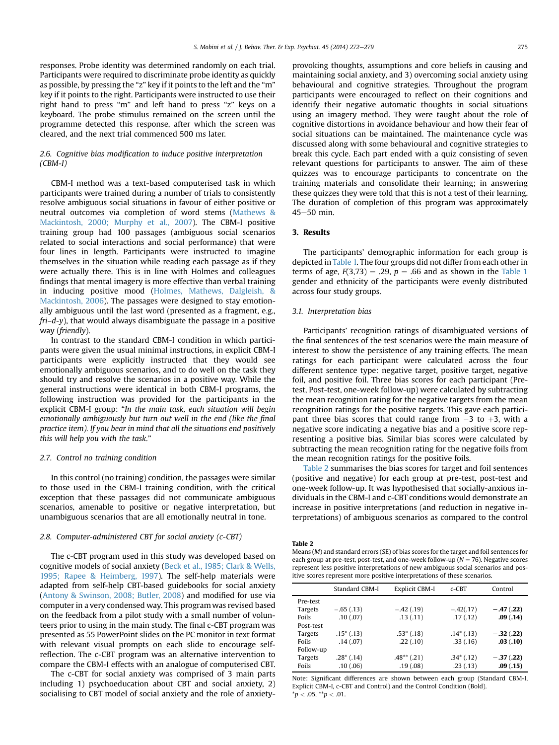responses. Probe identity was determined randomly on each trial. Participants were required to discriminate probe identity as quickly as possible, by pressing the "z" key if it points to the left and the "m" key if it points to the right. Participants were instructed to use their right hand to press "m" and left hand to press "z" keys on a keyboard. The probe stimulus remained on the screen until the programme detected this response, after which the screen was cleared, and the next trial commenced 500 ms later.

### 2.6. Cognitive bias modification to induce positive interpretation (CBM-I)

CBM-I method was a text-based computerised task in which participants were trained during a number of trials to consistently resolve ambiguous social situations in favour of either positive or neutral outcomes via completion of word stems (Mathews & Mackintosh, 2000; Murphy et al., 2007). The CBM-I positive training group had 100 passages (ambiguous social scenarios related to social interactions and social performance) that were four lines in length. Participants were instructed to imagine themselves in the situation while reading each passage as if they were actually there. This is in line with Holmes and colleagues findings that mental imagery is more effective than verbal training in inducing positive mood (Holmes, Mathews, Dalgleish, & Mackintosh, 2006). The passages were designed to stay emotionally ambiguous until the last word (presented as a fragment, e.g., *fri–d-y*), that would always disambiguate the passage in a positive way (*friendly*).

In contrast to the standard CBM-I condition in which participants were given the usual minimal instructions, in explicit CBM-I participants were explicitly instructed that they would see emotionally ambiguous scenarios, and to do well on the task they should try and resolve the scenarios in a positive way. While the general instructions were identical in both CBM-I programs, the following instruction was provided for the participants in the explicit CBM-I group: "*In the main task, each situation will begin emotionally ambiguously but turn out well in the end (like the final practice item). If you bear in mind that all the situations end positively this will help you with the task.*"

### 2.7. Control no training condition

In this control (no training) condition, the passages were similar to those used in the CBM-I training condition, with the critical exception that these passages did not communicate ambiguous scenarios, amenable to positive or negative interpretation, but unambiguous scenarios that are all emotionally neutral in tone.

### 2.8. Computer-administered CBT for social anxiety (c-CBT)

The c-CBT program used in this study was developed based on cognitive models of social anxiety (Beck et al., 1985; Clark & Wells, 1995; Rapee & Heimberg, 1997). The self-help materials were adapted from self-help CBT-based guidebooks for social anxiety (Antony & Swinson, 2008; Butler, 2008) and modified for use via computer in a very condensed way. This program was revised based on the feedback from a pilot study with a small number of volunteers prior to using in the main study. The final c-CBT program was presented as 55 PowerPoint slides on the PC monitor in text format with relevant visual prompts on each slide to encourage self-reflection. The c-CBT program was an alternative intervention to compare the CBM-I effects with an analogue of computerised CBT.

The c-CBT for social anxiety was comprised of 3 main parts including 1) psychoeducation about CBT and social anxiety, 2) socialising to CBT model of social anxiety and the role of anxiety-provoking thoughts, assumptions and core beliefs in causing and maintaining social anxiety, and 3) overcoming social anxiety using behavioural and cognitive strategies. Throughout the program participants were encouraged to reflect on their cognitions and identify their negative automatic thoughts in social situations using an imagery method. They were taught about the role of cognitive distortions in avoidance behaviour and how their fear of social situations can be maintained. The maintenance cycle was discussed along with some behavioural and cognitive strategies to break this cycle. Each part ended with a quiz consisting of seven relevant questions for participants to answer. The aim of these quizzes was to encourage participants to concentrate on the training materials and consolidate their learning; in answering these quizzes they were told that this is not a test of their learning. The duration of completion of this program was approximately 45–50 min.

## 3. Results

The participants' demographic information for each group is depicted in Table 1. The four groups did not differ from each other in terms of age, $F(3,73) = .29$, $p = .66$ and as shown in the Table 1 gender and ethnicity of the participants were evenly distributed across four study groups.

### 3.1. Interpretation bias

Participants' recognition ratings of disambiguated versions of the final sentences of the test scenarios were the main measure of interest to show the persistence of any training effects. The mean ratings for each participant were calculated across the four different sentence type: negative target, positive target, negative foil, and positive foil. Three bias scores for each participant (Pre-test, Post-test, one-week follow-up) were calculated by subtracting the mean recognition rating for the negative targets from the mean recognition ratings for the positive targets. This gave each participant three bias scores that could range from −3 to +3, with a negative score indicating a negative bias and a positive score representing a positive bias. Similar bias scores were calculated by subtracting the mean recognition rating for the negative foils from the mean recognition ratings for the positive foils.

Table 2 summarises the bias scores for target and foil sentences (positive and negative) for each group at pre-test, post-test and one-week follow-up. It was hypothesised that socially-anxious individuals in the CBM-I and c-CBT conditions would demonstrate an increase in positive interpretations (and reduction in negative interpretations) of ambiguous scenarios as compared to the control

**Table 2**
Means (M) and standard errors (SE) of bias scores for the target and foil sentences for each group at pre-test, post-test, and one-week follow-up ($N = 76$). Negative scores represent less positive interpretations of new ambiguous social scenarios and positive scores represent more positive interpretations of these scenarios.

| | Standard CBM-I | Explicit CBM-I | c-CBT | Control |
|---|---|---|---|---|
| Pre-test | | | | |
| Targets | −.65 (.13) | −.42 (.19) | −.42(.17) | **−.47 (.22)** |
| Foils | .10 (.07) | .13 (.11) | .17 (.12) | **.09 (.14)** |
| Post-test | | | | |
| Targets | .15* (.13) | .53* (.18) | .14* (.13) | **−.32 (.22)** |
| Foils | .14 (.07) | .22 (.10) | .33 (.16) | **.03 (.10)** |
| Follow-up | | | | |
| Targets | .28* (.14) | .48** (.21) | .34* (.12) | **−.37 (.22)** |
| Foils | .10 (.06) | .19 (.08) | .23 (.13) | **.09 (.15)** |

Note: Significant differences are shown between each group (Standard CBM-I, Explicit CBM-I, c-CBT and Control) and the Control Condition (Bold).
*$p < .05$, **$p < .01$.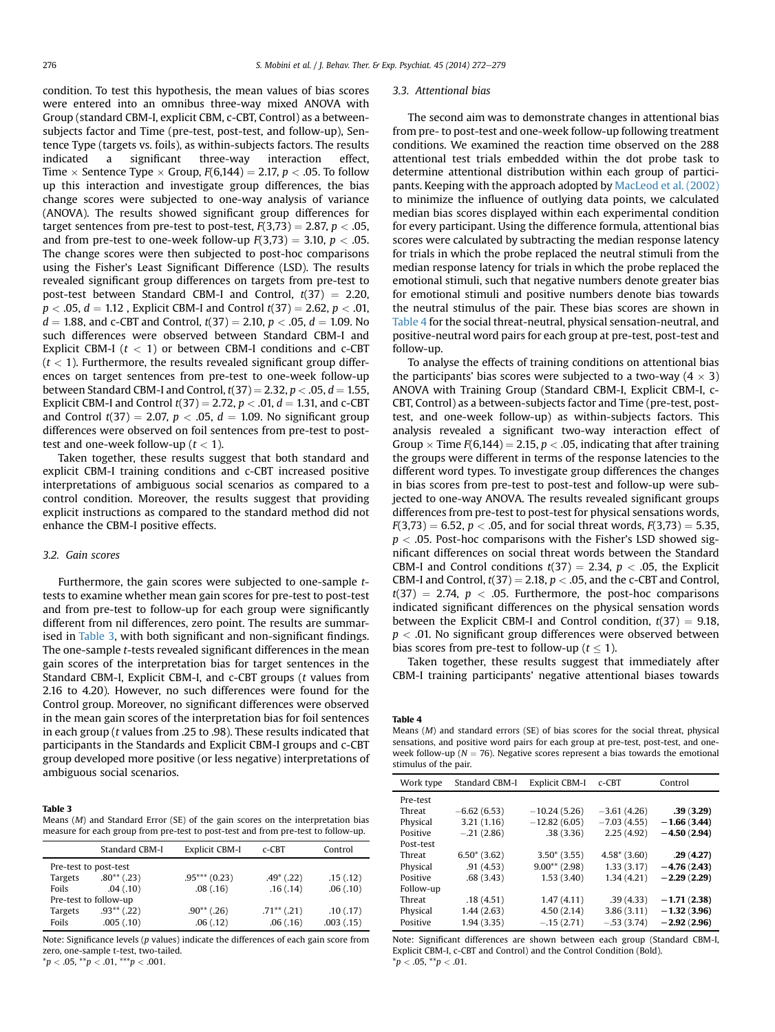condition. To test this hypothesis, the mean values of bias scores were entered into an omnibus three-way mixed ANOVA with Group (standard CBM-I, explicit CBM, c-CBT, Control) as a between-subjects factor and Time (pre-test, post-test, and follow-up), Sentence Type (targets vs. foils), as within-subjects factors. The results indicated a significant three-way interaction effect, Time × Sentence Type × Group, $F(6,144) = 2.17$, $p < .05$. To follow up this interaction and investigate group differences, the bias change scores were subjected to one-way analysis of variance (ANOVA). The results showed significant group differences for target sentences from pre-test to post-test, $F(3,73) = 2.87$, $p < .05$, and from pre-test to one-week follow-up $F(3,73) = 3.10$, $p < .05$. The change scores were then subjected to post-hoc comparisons using the Fisher's Least Significant Difference (LSD). The results revealed significant group differences on targets from pre-test to post-test between Standard CBM-I and Control, $t(37) = 2.20$, $p < .05$, $d = 1.12$, Explicit CBM-I and Control $t(37) = 2.62$, $p < .01$, $d = 1.88$, and c-CBT and Control, $t(37) = 2.10$, $p < .05$, $d = 1.09$. No such differences were observed between Standard CBM-I and Explicit CBM-I ($t < 1$) or between CBM-I conditions and c-CBT ($t < 1$). Furthermore, the results revealed significant group differences on target sentences from pre-test to one-week follow-up between Standard CBM-I and Control, $t(37) = 2.32$, $p < .05$, $d = 1.55$, Explicit CBM-I and Control $t(37) = 2.72$, $p < .01$, $d = 1.31$, and c-CBT and Control $t(37) = 2.07$, $p < .05$, $d = 1.09$. No significant group differences were observed on foil sentences from pre-test to post-test and one-week follow-up ($t < 1$).

Taken together, these results suggest that both standard and explicit CBM-I training conditions and c-CBT increased positive interpretations of ambiguous social scenarios as compared to a control condition. Moreover, the results suggest that providing explicit instructions as compared to the standard method did not enhance the CBM-I positive effects.

### 3.2. Gain scores

Furthermore, the gain scores were subjected to one-sample *t*-tests to examine whether mean gain scores for pre-test to post-test and from pre-test to follow-up for each group were significantly different from nil differences, zero point. The results are summarised in Table 3, with both significant and non-significant findings. The one-sample *t*-tests revealed significant differences in the mean gain scores of the interpretation bias for target sentences in the Standard CBM-I, Explicit CBM-I, and c-CBT groups (*t* values from 2.16 to 4.20). However, no such differences were found for the Control group. Moreover, no significant differences were observed in the mean gain scores of the interpretation bias for foil sentences in each group (*t* values from .25 to .98). These results indicated that participants in the Standards and Explicit CBM-I groups and c-CBT group developed more positive (or less negative) interpretations of ambiguous social scenarios.

**Table 3**
Means (*M*) and Standard Error (SE) of the gain scores on the interpretation bias measure for each group from pre-test to post-test and from pre-test to follow-up.

| | Standard CBM-I | Explicit CBM-I | c-CBT | Control |
|---|---|---|---|---|
| Pre-test to post-test | | | | |
| Targets | .80** (.23) | .95*** (0.23) | .49* (.22) | .15 (.12) |
| Foils | .04 (.10) | .08 (.16) | .16 (.14) | .06 (.10) |
| Pre-test to follow-up | | | | |
| Targets | .93** (.22) | .90** (.26) | .71** (.21) | .10 (.17) |
| Foils | .005 (.10) | .06 (.12) | .06 (.16) | .003 (.15) |

Note: Significance levels (*p* values) indicate the differences of each gain score from zero, one-sample t-test, two-tailed.
\*$p < .05$, \*\*$p < .01$, \*\*\*$p < .001$.

### 3.3. Attentional bias

The second aim was to demonstrate changes in attentional bias from pre- to post-test and one-week follow-up following treatment conditions. We examined the reaction time observed on the 288 attentional test trials embedded within the dot probe task to determine attentional distribution within each group of participants. Keeping with the approach adopted by MacLeod et al. (2002) to minimize the influence of outlying data points, we calculated median bias scores displayed within each experimental condition for every participant. Using the difference formula, attentional bias scores were calculated by subtracting the median response latency for trials in which the probe replaced the neutral stimuli from the median response latency for trials in which the probe replaced the emotional stimuli, such that negative numbers denote greater bias for emotional stimuli and positive numbers denote bias towards the neutral stimulus of the pair. These bias scores are shown in Table 4 for the social threat-neutral, physical sensation-neutral, and positive-neutral word pairs for each group at pre-test, post-test and follow-up.

To analyse the effects of training conditions on attentional bias the participants' bias scores were subjected to a two-way (4 × 3) ANOVA with Training Group (Standard CBM-I, Explicit CBM-I, c-CBT, Control) as a between-subjects factor and Time (pre-test, post-test, and one-week follow-up) as within-subjects factors. This analysis revealed a significant two-way interaction effect of Group × Time $F(6,144) = 2.15$, $p < .05$, indicating that after training the groups were different in terms of the response latencies to the different word types. To investigate group differences the changes in bias scores from pre-test to post-test and follow-up were subjected to one-way ANOVA. The results revealed significant groups differences from pre-test to post-test for physical sensations words, $F(3,73) = 6.52$, $p < .05$, and for social threat words, $F(3,73) = 5.35$, $p < .05$. Post-hoc comparisons with the Fisher's LSD showed significant differences on social threat words between the Standard CBM-I and Control conditions $t(37) = 2.34$, $p < .05$, the Explicit CBM-I and Control, $t(37) = 2.18$, $p < .05$, and the c-CBT and Control, $t(37) = 2.74$, $p < .05$. Furthermore, the post-hoc comparisons indicated significant differences on the physical sensation words between the Explicit CBM-I and Control condition, $t(37) = 9.18$, $p < .01$. No significant group differences were observed between bias scores from pre-test to follow-up ($t \leq 1$).

Taken together, these results suggest that immediately after CBM-I training participants' negative attentional biases towards

**Table 4**
Means (*M*) and standard errors (SE) of bias scores for the social threat, physical sensations, and positive word pairs for each group at pre-test, post-test, and one-week follow-up ($N = 76$). Negative scores represent a bias towards the emotional stimulus of the pair.

| Work type | Standard CBM-I | Explicit CBM-I | c-CBT | Control |
|---|---|---|---|---|
| Pre-test | | | | |
| Threat | −6.62 (6.53) | −10.24 (5.26) | −3.61 (4.26) | **.39 (3.29)** |
| Physical | 3.21 (1.16) | −12.82 (6.05) | −7.03 (4.55) | **−1.66 (3.44)** |
| Positive | −.21 (2.86) | .38 (3.36) | 2.25 (4.92) | **−4.50 (2.94)** |
| Post-test | | | | |
| Threat | 6.50* (3.62) | 3.50* (3.55) | 4.58* (3.60) | **.29 (4.27)** |
| Physical | .91 (4.53) | 9.00** (2.98) | 1.33 (3.17) | **−4.76 (2.43)** |
| Positive | .68 (3.43) | 1.53 (3.40) | 1.34 (4.21) | **−2.29 (2.29)** |
| Follow-up | | | | |
| Threat | .18 (4.51) | 1.47 (4.11) | .39 (4.33) | **−1.71 (2.38)** |
| Physical | 1.44 (2.63) | 4.50 (2.14) | 3.86 (3.11) | **−1.32 (3.96)** |
| Positive | 1.94 (3.35) | −.15 (2.71) | −.53 (3.74) | **−2.92 (2.96)** |

Note: Significant differences are shown between each group (Standard CBM-I, Explicit CBM-I, c-CBT and Control) and the Control Condition (Bold).
\*$p < .05$, \*\*$p < .01$.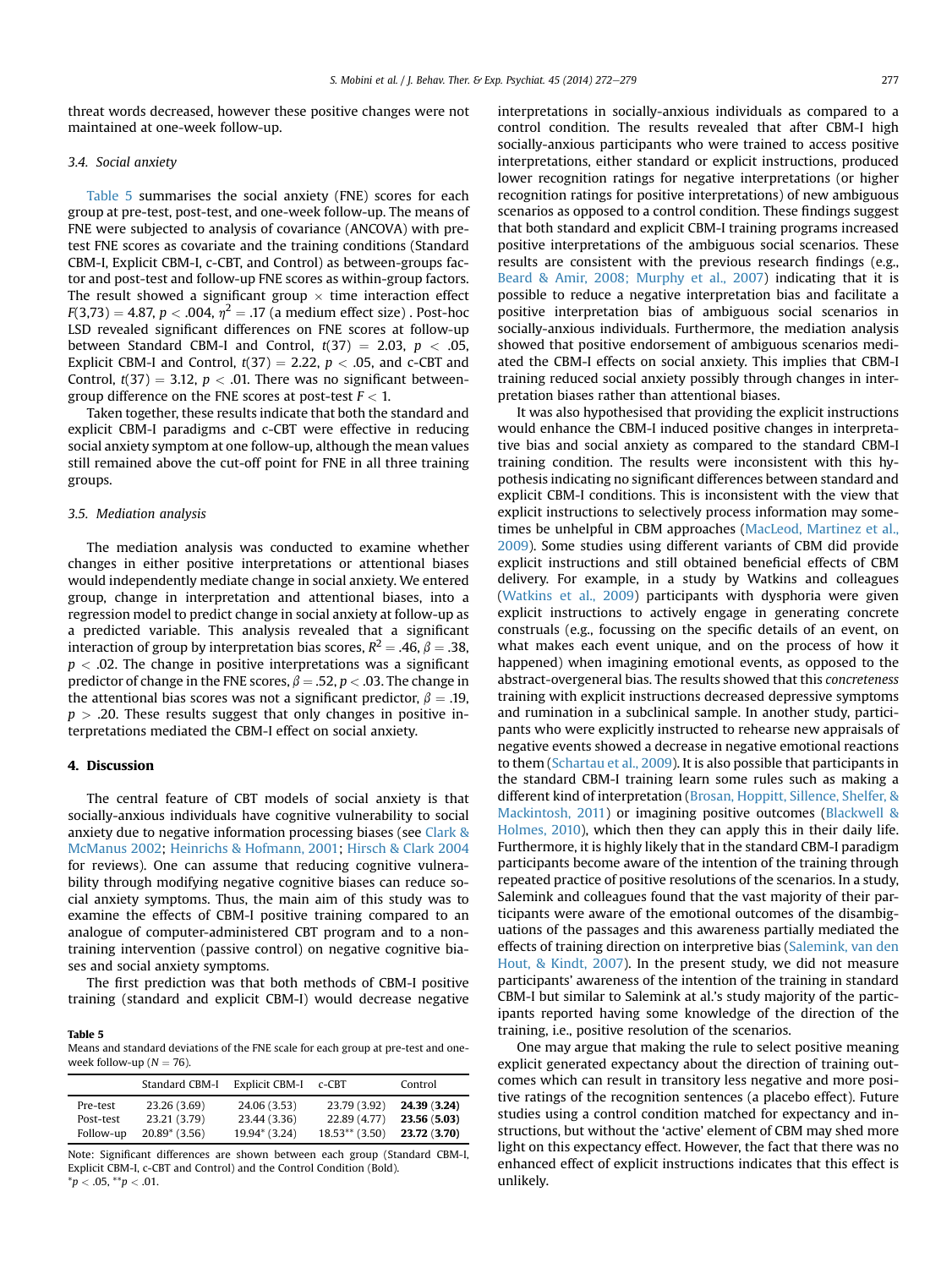threat words decreased, however these positive changes were not maintained at one-week follow-up.

### 3.4. Social anxiety

Table 5 summarises the social anxiety (FNE) scores for each group at pre-test, post-test, and one-week follow-up. The means of FNE were subjected to analysis of covariance (ANCOVA) with pre-test FNE scores as covariate and the training conditions (Standard CBM-I, Explicit CBM-I, c-CBT, and Control) as between-groups factor and post-test and follow-up FNE scores as within-group factors. The result showed a significant group × time interaction effect $F(3,73) = 4.87$, $p < .004$, $\eta^2 = .17$ (a medium effect size) . Post-hoc LSD revealed significant differences on FNE scores at follow-up between Standard CBM-I and Control, $t(37) = 2.03$, $p < .05$, Explicit CBM-I and Control, $t(37) = 2.22$, $p < .05$, and c-CBT and Control, $t(37) = 3.12$, $p < .01$. There was no significant between-group difference on the FNE scores at post-test $F < 1$.

Taken together, these results indicate that both the standard and explicit CBM-I paradigms and c-CBT were effective in reducing social anxiety symptom at one follow-up, although the mean values still remained above the cut-off point for FNE in all three training groups.

### 3.5. Mediation analysis

The mediation analysis was conducted to examine whether changes in either positive interpretations or attentional biases would independently mediate change in social anxiety. We entered group, change in interpretation and attentional biases, into a regression model to predict change in social anxiety at follow-up as a predicted variable. This analysis revealed that a significant interaction of group by interpretation bias scores, $R^2 = .46$, $\beta = .38$, $p < .02$. The change in positive interpretations was a significant predictor of change in the FNE scores, $\beta = .52$, $p < .03$. The change in the attentional bias scores was not a significant predictor, $\beta = .19$, $p > .20$. These results suggest that only changes in positive interpretations mediated the CBM-I effect on social anxiety.

## 4. Discussion

The central feature of CBT models of social anxiety is that socially-anxious individuals have cognitive vulnerability to social anxiety due to negative information processing biases (see Clark & McManus 2002; Heinrichs & Hofmann, 2001; Hirsch & Clark 2004 for reviews). One can assume that reducing cognitive vulnerability through modifying negative cognitive biases can reduce social anxiety symptoms. Thus, the main aim of this study was to examine the effects of CBM-I positive training compared to an analogue of computer-administered CBT program and to a non-training intervention (passive control) on negative cognitive biases and social anxiety symptoms.

The first prediction was that both methods of CBM-I positive training (standard and explicit CBM-I) would decrease negative interpretations in socially-anxious individuals as compared to a control condition. The results revealed that after CBM-I high socially-anxious participants who were trained to access positive interpretations, either standard or explicit instructions, produced lower recognition ratings for negative interpretations (or higher recognition ratings for positive interpretations) of new ambiguous scenarios as opposed to a control condition. These findings suggest that both standard and explicit CBM-I training programs increased positive interpretations of the ambiguous social scenarios. These results are consistent with the previous research findings (e.g., Beard & Amir, 2008; Murphy et al., 2007) indicating that it is possible to reduce a negative interpretation bias and facilitate a positive interpretation bias of ambiguous social scenarios in socially-anxious individuals. Furthermore, the mediation analysis showed that positive endorsement of ambiguous scenarios mediated the CBM-I effects on social anxiety. This implies that CBM-I training reduced social anxiety possibly through changes in interpretation biases rather than attentional biases.

It was also hypothesised that providing the explicit instructions would enhance the CBM-I induced positive changes in interpretative bias and social anxiety as compared to the standard CBM-I training condition. The results were inconsistent with this hypothesis indicating no significant differences between standard and explicit CBM-I conditions. This is inconsistent with the view that explicit instructions to selectively process information may sometimes be unhelpful in CBM approaches (MacLeod, Martinez et al., 2009). Some studies using different variants of CBM did provide explicit instructions and still obtained beneficial effects of CBM delivery. For example, in a study by Watkins and colleagues (Watkins et al., 2009) participants with dysphoria were given explicit instructions to actively engage in generating concrete construals (e.g., focussing on the specific details of an event, on what makes each event unique, and on the process of how it happened) when imagining emotional events, as opposed to the abstract-overgeneral bias. The results showed that this *concreteness* training with explicit instructions decreased depressive symptoms and rumination in a subclinical sample. In another study, participants who were explicitly instructed to rehearse new appraisals of negative events showed a decrease in negative emotional reactions to them (Schartau et al., 2009). It is also possible that participants in the standard CBM-I training learn some rules such as making a different kind of interpretation (Brosan, Hoppitt, Sillence, Shelfer, & Mackintosh, 2011) or imagining positive outcomes (Blackwell & Holmes, 2010), which then they can apply this in their daily life. Furthermore, it is highly likely that in the standard CBM-I paradigm participants become aware of the intention of the training through repeated practice of positive resolutions of the scenarios. In a study, Salemink and colleagues found that the vast majority of their participants were aware of the emotional outcomes of the disambiguations of the passages and this awareness partially mediated the effects of training direction on interpretive bias (Salemink, van den Hout, & Kindt, 2007). In the present study, we did not measure participants' awareness of the intention of the training in standard CBM-I but similar to Salemink at al.'s study majority of the participants reported having some knowledge of the direction of the training, i.e., positive resolution of the scenarios.

One may argue that making the rule to select positive meaning explicit generated expectancy about the direction of training outcomes which can result in transitory less negative and more positive ratings of the recognition sentences (a placebo effect). Future studies using a control condition matched for expectancy and instructions, but without the 'active' element of CBM may shed more light on this expectancy effect. However, the fact that there was no enhanced effect of explicit instructions indicates that this effect is unlikely.

**Table 5**
Means and standard deviations of the FNE scale for each group at pre-test and one-week follow-up ($N = 76$).

| | Standard CBM-I | Explicit CBM-I | c-CBT | Control |
|---|---|---|---|---|
| Pre-test | 23.26 (3.69) | 24.06 (3.53) | 23.79 (3.92) | **24.39 (3.24)** |
| Post-test | 23.21 (3.79) | 23.44 (3.36) | 22.89 (4.77) | **23.56 (5.03)** |
| Follow-up | 20.89* (3.56) | 19.94* (3.24) | 18.53** (3.50) | **23.72 (3.70)** |

Note: Significant differences are shown between each group (Standard CBM-I, Explicit CBM-I, c-CBT and Control) and the Control Condition (Bold).
*$p < .05$, **$p < .01$.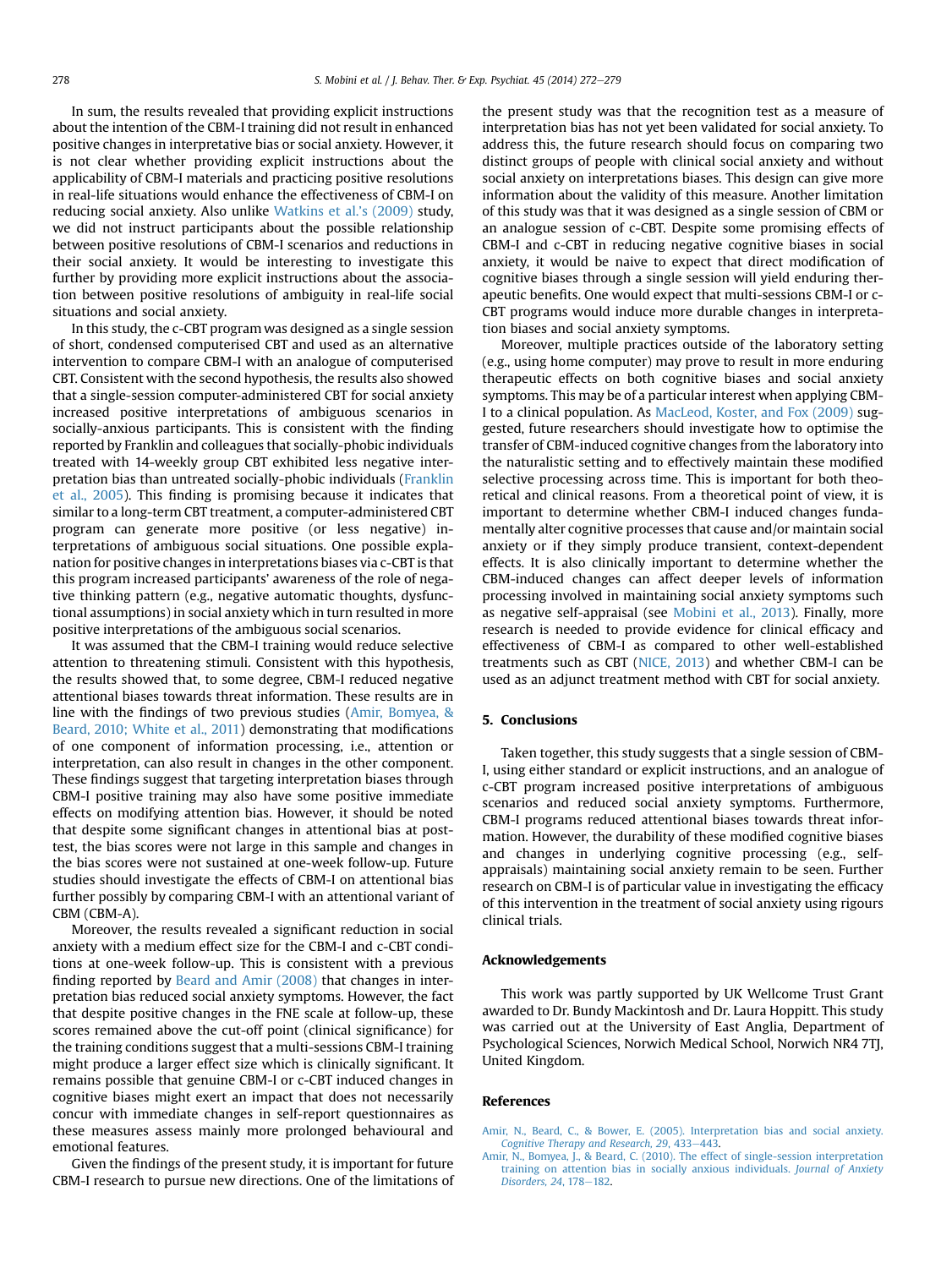In sum, the results revealed that providing explicit instructions about the intention of the CBM-I training did not result in enhanced positive changes in interpretative bias or social anxiety. However, it is not clear whether providing explicit instructions about the applicability of CBM-I materials and practicing positive resolutions in real-life situations would enhance the effectiveness of CBM-I on reducing social anxiety. Also unlike Watkins et al.'s (2009) study, we did not instruct participants about the possible relationship between positive resolutions of CBM-I scenarios and reductions in their social anxiety. It would be interesting to investigate this further by providing more explicit instructions about the association between positive resolutions of ambiguity in real-life social situations and social anxiety.

In this study, the c-CBT program was designed as a single session of short, condensed computerised CBT and used as an alternative intervention to compare CBM-I with an analogue of computerised CBT. Consistent with the second hypothesis, the results also showed that a single-session computer-administered CBT for social anxiety increased positive interpretations of ambiguous scenarios in socially-anxious participants. This is consistent with the finding reported by Franklin and colleagues that socially-phobic individuals treated with 14-weekly group CBT exhibited less negative interpretation bias than untreated socially-phobic individuals (Franklin et al., 2005). This finding is promising because it indicates that similar to a long-term CBT treatment, a computer-administered CBT program can generate more positive (or less negative) interpretations of ambiguous social situations. One possible explanation for positive changes in interpretations biases via c-CBT is that this program increased participants' awareness of the role of negative thinking pattern (e.g., negative automatic thoughts, dysfunctional assumptions) in social anxiety which in turn resulted in more positive interpretations of the ambiguous social scenarios.

It was assumed that the CBM-I training would reduce selective attention to threatening stimuli. Consistent with this hypothesis, the results showed that, to some degree, CBM-I reduced negative attentional biases towards threat information. These results are in line with the findings of two previous studies (Amir, Bomyea, & Beard, 2010; White et al., 2011) demonstrating that modifications of one component of information processing, i.e., attention or interpretation, can also result in changes in the other component. These findings suggest that targeting interpretation biases through CBM-I positive training may also have some positive immediate effects on modifying attention bias. However, it should be noted that despite some significant changes in attentional bias at post-test, the bias scores were not large in this sample and changes in the bias scores were not sustained at one-week follow-up. Future studies should investigate the effects of CBM-I on attentional bias further possibly by comparing CBM-I with an attentional variant of CBM (CBM-A).

Moreover, the results revealed a significant reduction in social anxiety with a medium effect size for the CBM-I and c-CBT conditions at one-week follow-up. This is consistent with a previous finding reported by Beard and Amir (2008) that changes in interpretation bias reduced social anxiety symptoms. However, the fact that despite positive changes in the FNE scale at follow-up, these scores remained above the cut-off point (clinical significance) for the training conditions suggest that a multi-sessions CBM-I training might produce a larger effect size which is clinically significant. It remains possible that genuine CBM-I or c-CBT induced changes in cognitive biases might exert an impact that does not necessarily concur with immediate changes in self-report questionnaires as these measures assess mainly more prolonged behavioural and emotional features.

Given the findings of the present study, it is important for future CBM-I research to pursue new directions. One of the limitations of the present study was that the recognition test as a measure of interpretation bias has not yet been validated for social anxiety. To address this, the future research should focus on comparing two distinct groups of people with clinical social anxiety and without social anxiety on interpretations biases. This design can give more information about the validity of this measure. Another limitation of this study was that it was designed as a single session of CBM or an analogue session of c-CBT. Despite some promising effects of CBM-I and c-CBT in reducing negative cognitive biases in social anxiety, it would be naive to expect that direct modification of cognitive biases through a single session will yield enduring therapeutic benefits. One would expect that multi-sessions CBM-I or c-CBT programs would induce more durable changes in interpretation biases and social anxiety symptoms.

Moreover, multiple practices outside of the laboratory setting (e.g., using home computer) may prove to result in more enduring therapeutic effects on both cognitive biases and social anxiety symptoms. This may be of a particular interest when applying CBM-I to a clinical population. As MacLeod, Koster, and Fox (2009) suggested, future researchers should investigate how to optimise the transfer of CBM-induced cognitive changes from the laboratory into the naturalistic setting and to effectively maintain these modified selective processing across time. This is important for both theoretical and clinical reasons. From a theoretical point of view, it is important to determine whether CBM-I induced changes fundamentally alter cognitive processes that cause and/or maintain social anxiety or if they simply produce transient, context-dependent effects. It is also clinically important to determine whether the CBM-induced changes can affect deeper levels of information processing involved in maintaining social anxiety symptoms such as negative self-appraisal (see Mobini et al., 2013). Finally, more research is needed to provide evidence for clinical efficacy and effectiveness of CBM-I as compared to other well-established treatments such as CBT (NICE, 2013) and whether CBM-I can be used as an adjunct treatment method with CBT for social anxiety.

## 5. Conclusions

Taken together, this study suggests that a single session of CBM-I, using either standard or explicit instructions, and an analogue of c-CBT program increased positive interpretations of ambiguous scenarios and reduced social anxiety symptoms. Furthermore, CBM-I programs reduced attentional biases towards threat information. However, the durability of these modified cognitive biases and changes in underlying cognitive processing (e.g., self-appraisals) maintaining social anxiety remain to be seen. Further research on CBM-I is of particular value in investigating the efficacy of this intervention in the treatment of social anxiety using rigours clinical trials.

## Acknowledgements

This work was partly supported by UK Wellcome Trust Grant awarded to Dr. Bundy Mackintosh and Dr. Laura Hoppitt. This study was carried out at the University of East Anglia, Department of Psychological Sciences, Norwich Medical School, Norwich NR4 7TJ, United Kingdom.

## References

Amir, N., Beard, C., & Bower, E. (2005). Interpretation bias and social anxiety. *Cognitive Therapy and Research, 29*, 433–443.

Amir, N., Bomyea, J., & Beard, C. (2010). The effect of single-session interpretation training on attention bias in socially anxious individuals. *Journal of Anxiety Disorders, 24*, 178–182.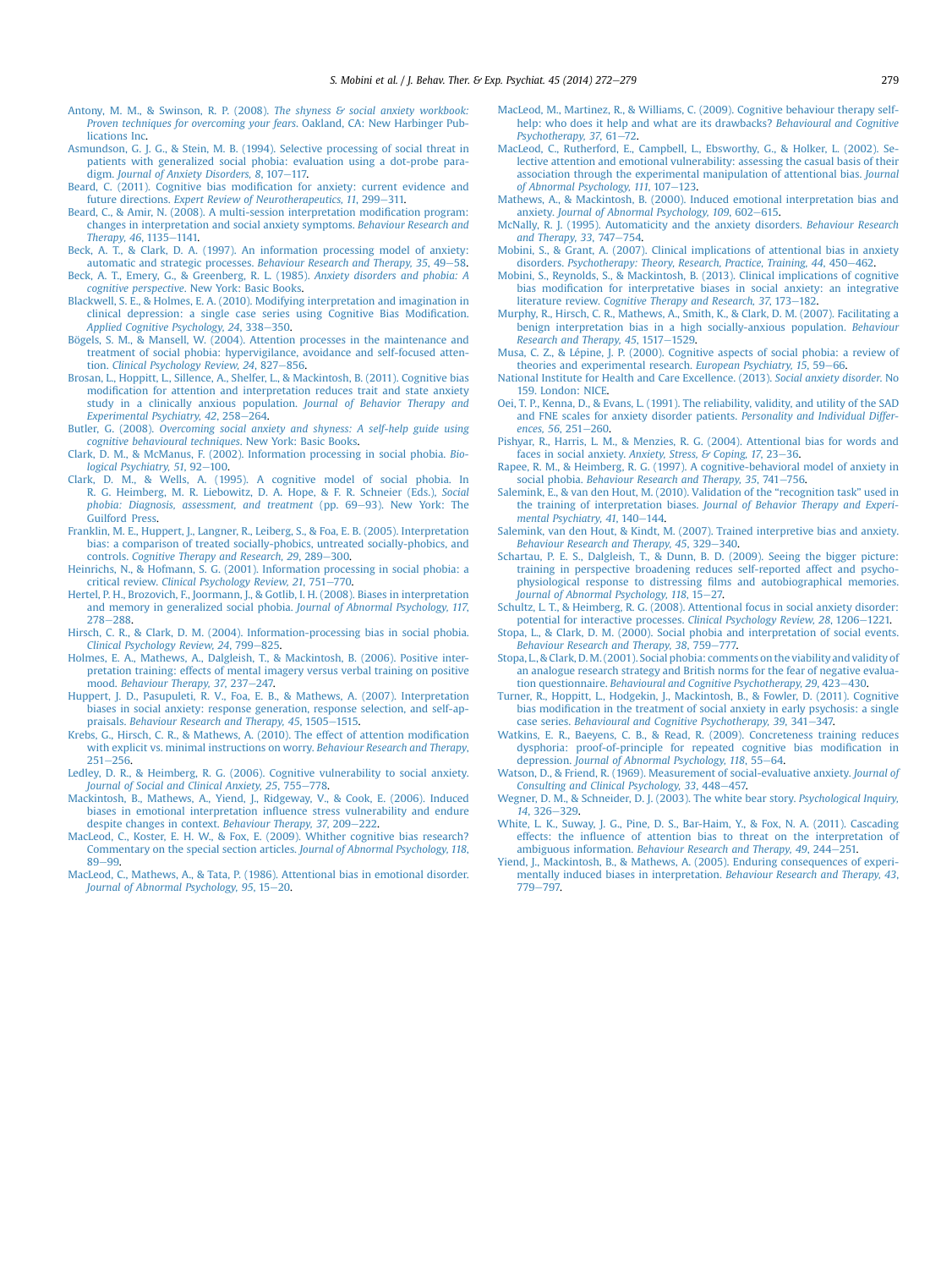Antony, M. M., & Swinson, R. P. (2008). *The shyness & social anxiety workbook: Proven techniques for overcoming your fears*. Oakland, CA: New Harbinger Publications Inc.

Asmundson, G. J. G., & Stein, M. B. (1994). Selective processing of social threat in patients with generalized social phobia: evaluation using a dot-probe paradigm. *Journal of Anxiety Disorders, 8*, 107–117.

Beard, C. (2011). Cognitive bias modification for anxiety: current evidence and future directions. *Expert Review of Neurotherapeutics, 11*, 299–311.

Beard, C., & Amir, N. (2008). A multi-session interpretation modification program: changes in interpretation and social anxiety symptoms. *Behaviour Research and Therapy, 46*, 1135–1141.

Beck, A. T., & Clark, D. A. (1997). An information processing model of anxiety: automatic and strategic processes. *Behaviour Research and Therapy, 35*, 49–58.

Beck, A. T., Emery, G., & Greenberg, R. L. (1985). *Anxiety disorders and phobia: A cognitive perspective*. New York: Basic Books.

Blackwell, S. E., & Holmes, E. A. (2010). Modifying interpretation and imagination in clinical depression: a single case series using Cognitive Bias Modification. *Applied Cognitive Psychology, 24*, 338–350.

Bögels, S. M., & Mansell, W. (2004). Attention processes in the maintenance and treatment of social phobia: hypervigilance, avoidance and self-focused attention. *Clinical Psychology Review, 24*, 827–856.

Brosan, L., Hoppitt, L., Sillence, A., Shelfer, L., & Mackintosh, B. (2011). Cognitive bias modification for attention and interpretation reduces trait and state anxiety study in a clinically anxious population. *Journal of Behavior Therapy and Experimental Psychiatry, 42*, 258–264.

Butler, G. (2008). *Overcoming social anxiety and shyness: A self-help guide using cognitive behavioural techniques*. New York: Basic Books.

Clark, D. M., & McManus, F. (2002). Information processing in social phobia. *Biological Psychiatry, 51*, 92–100.

Clark, D. M., & Wells, A. (1995). A cognitive model of social phobia. In R. G. Heimberg, M. R. Liebowitz, D. A. Hope, & F. R. Schneier (Eds.), *Social phobia: Diagnosis, assessment, and treatment* (pp. 69–93). New York: The Guilford Press.

Franklin, M. E., Huppert, J., Langner, R., Leiberg, S., & Foa, E. B. (2005). Interpretation bias: a comparison of treated socially-phobics, untreated socially-phobics, and controls. *Cognitive Therapy and Research, 29*, 289–300.

Heinrichs, N., & Hofmann, S. G. (2001). Information processing in social phobia: a critical review. *Clinical Psychology Review, 21*, 751–770.

Hertel, P. H., Brozovich, F., Joormann, J., & Gotlib, I. H. (2008). Biases in interpretation and memory in generalized social phobia. *Journal of Abnormal Psychology, 117*, 278–288.

Hirsch, C. R., & Clark, D. M. (2004). Information-processing bias in social phobia. *Clinical Psychology Review, 24*, 799–825.

Holmes, E. A., Mathews, A., Dalgleish, T., & Mackintosh, B. (2006). Positive interpretation training: effects of mental imagery versus verbal training on positive mood. *Behaviour Therapy, 37*, 237–247.

Huppert, J. D., Pasupuleti, R. V., Foa, E. B., & Mathews, A. (2007). Interpretation biases in social anxiety: response generation, response selection, and self-appraisals. *Behaviour Research and Therapy, 45*, 1505–1515.

Krebs, G., Hirsch, C. R., & Mathews, A. (2010). The effect of attention modification with explicit vs. minimal instructions on worry. *Behaviour Research and Therapy*, 251–256.

Ledley, D. R., & Heimberg, R. G. (2006). Cognitive vulnerability to social anxiety. *Journal of Social and Clinical Anxiety, 25*, 755–778.

Mackintosh, B., Mathews, A., Yiend, J., Ridgeway, V., & Cook, E. (2006). Induced biases in emotional interpretation influence stress vulnerability and endure despite changes in context. *Behaviour Therapy, 37*, 209–222.

MacLeod, C., Koster, E. H. W., & Fox, E. (2009). Whither cognitive bias research? Commentary on the special section articles. *Journal of Abnormal Psychology, 118*, 89–99.

MacLeod, C., Mathews, A., & Tata, P. (1986). Attentional bias in emotional disorder. *Journal of Abnormal Psychology, 95*, 15–20.

MacLeod, M., Martinez, R., & Williams, C. (2009). Cognitive behaviour therapy self-help: who does it help and what are its drawbacks? *Behavioural and Cognitive Psychotherapy, 37*, 61–72.

MacLeod, C., Rutherford, E., Campbell, L., Ebsworthy, G., & Holker, L. (2002). Selective attention and emotional vulnerability: assessing the casual basis of their association through the experimental manipulation of attentional bias. *Journal of Abnormal Psychology, 111*, 107–123.

Mathews, A., & Mackintosh, B. (2000). Induced emotional interpretation bias and anxiety. *Journal of Abnormal Psychology, 109*, 602–615.

McNally, R. J. (1995). Automaticity and the anxiety disorders. *Behaviour Research and Therapy, 33*, 747–754.

Mobini, S., & Grant, A. (2007). Clinical implications of attentional bias in anxiety disorders. *Psychotherapy: Theory, Research, Practice, Training, 44*, 450–462.

Mobini, S., Reynolds, S., & Mackintosh, B. (2013). Clinical implications of cognitive bias modification for interpretative biases in social anxiety: an integrative literature review. *Cognitive Therapy and Research, 37*, 173–182.

Murphy, R., Hirsch, C. R., Mathews, A., Smith, K., & Clark, D. M. (2007). Facilitating a benign interpretation bias in a high socially-anxious population. *Behaviour Research and Therapy, 45*, 1517–1529.

Musa, C. Z., & Lépine, J. P. (2000). Cognitive aspects of social phobia: a review of theories and experimental research. *European Psychiatry, 15*, 59–66.

National Institute for Health and Care Excellence. (2013). *Social anxiety disorder*. No 159. London: NICE.

Oei, T. P., Kenna, D., & Evans, L. (1991). The reliability, validity, and utility of the SAD and FNE scales for anxiety disorder patients. *Personality and Individual Differences, 56*, 251–260.

Pishyar, R., Harris, L. M., & Menzies, R. G. (2004). Attentional bias for words and faces in social anxiety. *Anxiety, Stress, & Coping, 17*, 23–36.

Rapee, R. M., & Heimberg, R. G. (1997). A cognitive-behavioral model of anxiety in social phobia. *Behaviour Research and Therapy, 35*, 741–756.

Salemink, E., & van den Hout, M. (2010). Validation of the "recognition task" used in the training of interpretation biases. *Journal of Behavior Therapy and Experimental Psychiatry, 41*, 140–144.

Salemink, van den Hout, & Kindt, M. (2007). Trained interpretive bias and anxiety. *Behaviour Research and Therapy, 45*, 329–340.

Schartau, P. E. S., Dalgleish, T., & Dunn, B. D. (2009). Seeing the bigger picture: training in perspective broadening reduces self-reported affect and psychophysiological response to distressing films and autobiographical memories. *Journal of Abnormal Psychology, 118*, 15–27.

Schultz, L. T., & Heimberg, R. G. (2008). Attentional focus in social anxiety disorder: potential for interactive processes. *Clinical Psychology Review, 28*, 1206–1221.

Stopa, L., & Clark, D. M. (2000). Social phobia and interpretation of social events. *Behaviour Research and Therapy, 38*, 759–777.

Stopa, L., & Clark, D. M. (2001). Social phobia: comments on the viability and validity of an analogue research strategy and British norms for the fear of negative evaluation questionnaire. *Behavioural and Cognitive Psychotherapy, 29*, 423–430.

Turner, R., Hoppitt, L., Hodgekin, J., Mackintosh, B., & Fowler, D. (2011). Cognitive bias modification in the treatment of social anxiety in early psychosis: a single case series. *Behavioural and Cognitive Psychotherapy, 39*, 341–347.

Watkins, E. R., Baeyens, C. B., & Read, R. (2009). Concreteness training reduces dysphoria: proof-of-principle for repeated cognitive bias modification in depression. *Journal of Abnormal Psychology, 118*, 55–64.

Watson, D., & Friend, R. (1969). Measurement of social-evaluative anxiety. *Journal of Consulting and Clinical Psychology, 33*, 448–457.

Wegner, D. M., & Schneider, D. J. (2003). The white bear story. *Psychological Inquiry, 14*, 326–329.

White, L. K., Suway, J. G., Pine, D. S., Bar-Haim, Y., & Fox, N. A. (2011). Cascading effects: the influence of attention bias to threat on the interpretation of ambiguous information. *Behaviour Research and Therapy, 49*, 244–251.

Yiend, J., Mackintosh, B., & Mathews, A. (2005). Enduring consequences of experimentally induced biases in interpretation. *Behaviour Research and Therapy, 43*, 779–797.